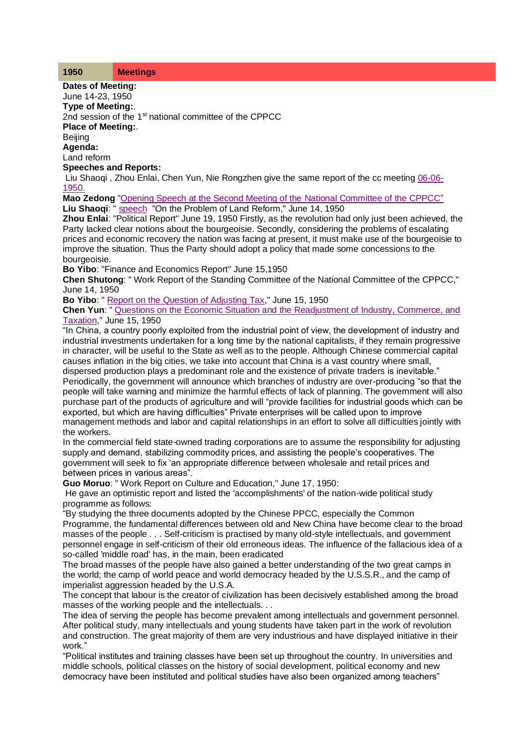| 1950 | Meetings |
|---|---|

**Dates of Meeting:**
June 14-23, 1950
**Type of Meeting:**.
2nd session of the 1st national committee of the CPPCC
**Place of Meeting:**.
Beijing
**Agenda:**
Land reform
**Speeches and Reports:**
Liu Shaoqi , Zhou Enlai, Chen Yun, Nie Rongzhen give the same report of the cc meeting 06-06-1950.
**Mao Zedong** "Opening Speech at the Second Meeting of the National Committee of the CPPCC"
**Liu Shaoqi**: " speech "On the Problem of Land Reform," June 14, 1950
**Zhou Enlai**: "Political Report" June 19, 1950 Firstly, as the revolution had only just been achieved, the Party lacked clear notions about the bourgeoisie. Secondly, considering the problems of escalating prices and economic recovery the nation was facing at present, it must make use of the bourgeoisie to improve the situation. Thus the Party should adopt a policy that made some concessions to the bourgeoisie.
**Bo Yibo**: "Finance and Economics Report" June 15,1950
**Chen Shutong**: " Work Report of the Standing Committee of the National Committee of the CPPCC," June 14, 1950
**Bo Yibo**: " Report on the Question of Adjusting Tax," June 15, 1950
**Chen Yun**: " Questions on the Economic Situation and the Readjustment of Industry, Commerce, and Taxation," June 15, 1950
"In China, a country poorly exploited from the industrial point of view, the development of industry and industrial investments undertaken for a long time by the national capitalists, if they remain progressive in character, will be useful to the State as well as to the people. Although Chinese commercial capital causes inflation in the big cities, we take into account that China is a vast country where small, dispersed production plays a predominant role and the existence of private traders is inevitable."
Periodically, the government will announce which branches of industry are over-producing "so that the people will take warning and minimize the harmful effects of lack of planning. The government will also purchase part of the products of agriculture and will "provide facilities for industrial goods which can be exported, but which are having difficulties" Private enterprises will be called upon to improve management methods and labor and capital relationships in an effort to solve all difficulties jointly with the workers.
In the commercial field state-owned trading corporations are to assume the responsibility for adjusting supply and demand, stabilizing commodity prices, and assisting the people's cooperatives. The government will seek to fix 'an appropriate difference between wholesale and retail prices and between prices in various areas".
**Guo Moruo**: " Work Report on Culture and Education," June 17, 1950:
He gave an optimistic report and listed the 'accomplishments' of the nation-wide political study programme as follows:
"By studying the three documents adopted by the Chinese PPCC, especially the Common Programme, the fundamental differences between old and New China have become clear to the broad masses of the people . . . Self-criticism is practised by many old-style intellectuals, and government personnel engage in self-criticism of their old erroneous ideas. The influence of the fallacious idea of a so-called 'middle road' has, in the main, been eradicated
The broad masses of the people have also gained a better understanding of the two great camps in the world; the camp of world peace and world democracy headed by the U.S.S.R., and the camp of imperialist aggression headed by the U.S.A.
The concept that labour is the creator of civilization has been decisively established among the broad masses of the working people and the intellectuals. . .
The idea of serving the people has become prevalent among intellectuals and government personnel. After political study, many intellectuals and young students have taken part in the work of revolution and construction. The great majority of them are very industrious and have displayed initiative in their work."
"Political institutes and training classes have been set up throughout the country. In universities and middle schools, political classes on the history of social development, political economy and new democracy have been instituted and political studies have also been organized among teachers"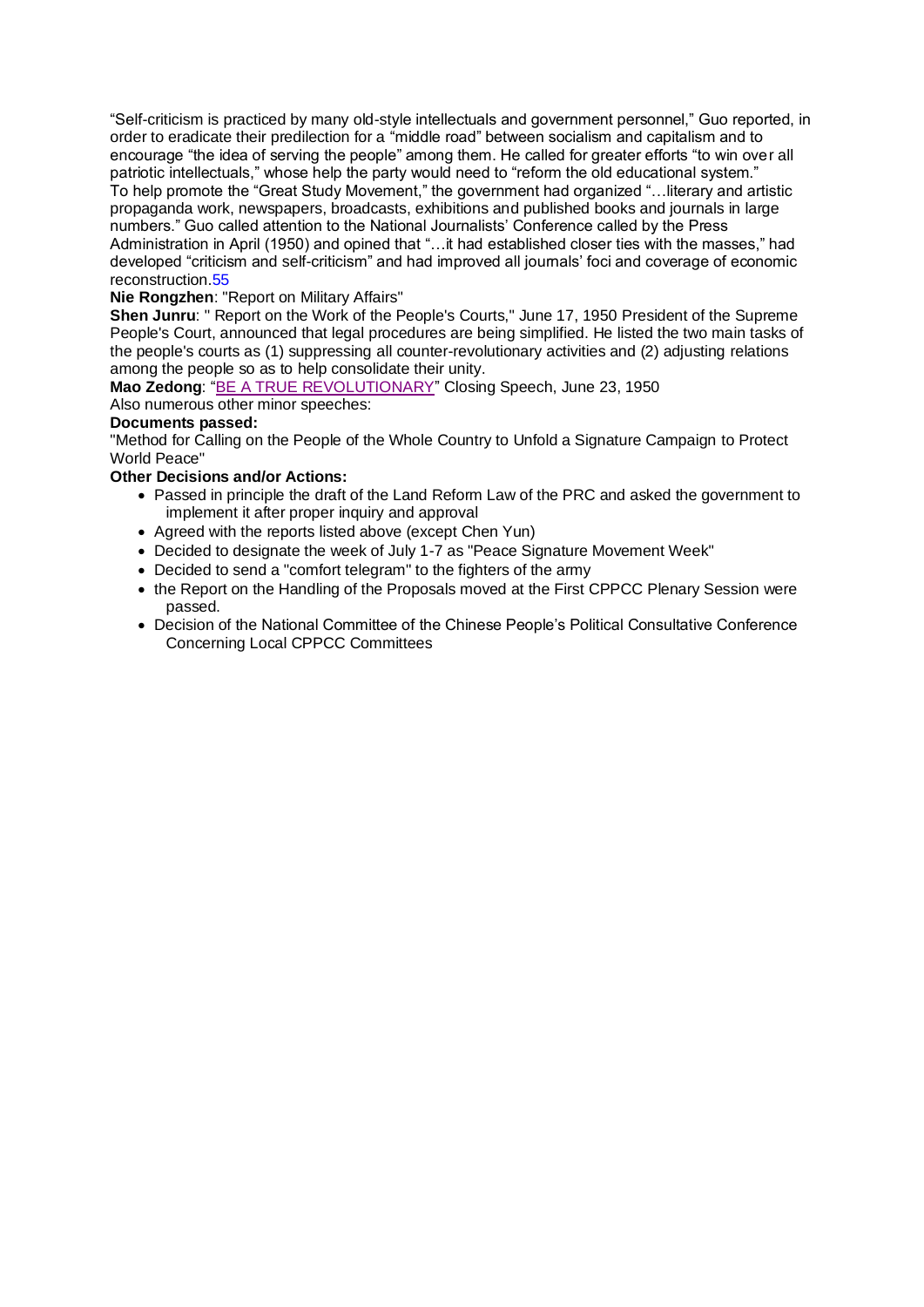"Self-criticism is practiced by many old-style intellectuals and government personnel," Guo reported, in order to eradicate their predilection for a "middle road" between socialism and capitalism and to encourage "the idea of serving the people" among them. He called for greater efforts "to win over all patriotic intellectuals," whose help the party would need to "reform the old educational system."

To help promote the "Great Study Movement," the government had organized "…literary and artistic propaganda work, newspapers, broadcasts, exhibitions and published books and journals in large numbers." Guo called attention to the National Journalists' Conference called by the Press Administration in April (1950) and opined that "…it had established closer ties with the masses," had developed "criticism and self-criticism" and had improved all journals' foci and coverage of economic reconstruction.55

**Nie Rongzhen**: "Report on Military Affairs"

**Shen Junru**: " Report on the Work of the People's Courts," June 17, 1950 President of the Supreme People's Court, announced that legal procedures are being simplified. He listed the two main tasks of the people's courts as (1) suppressing all counter-revolutionary activities and (2) adjusting relations among the people so as to help consolidate their unity.

**Mao Zedong**: "BE A TRUE REVOLUTIONARY" Closing Speech, June 23, 1950

Also numerous other minor speeches:

**Documents passed:**

"Method for Calling on the People of the Whole Country to Unfold a Signature Campaign to Protect World Peace"

**Other Decisions and/or Actions:**

- Passed in principle the draft of the Land Reform Law of the PRC and asked the government to implement it after proper inquiry and approval
- Agreed with the reports listed above (except Chen Yun)
- Decided to designate the week of July 1-7 as "Peace Signature Movement Week"
- Decided to send a "comfort telegram" to the fighters of the army
- the Report on the Handling of the Proposals moved at the First CPPCC Plenary Session were passed.
- Decision of the National Committee of the Chinese People's Political Consultative Conference Concerning Local CPPCC Committees